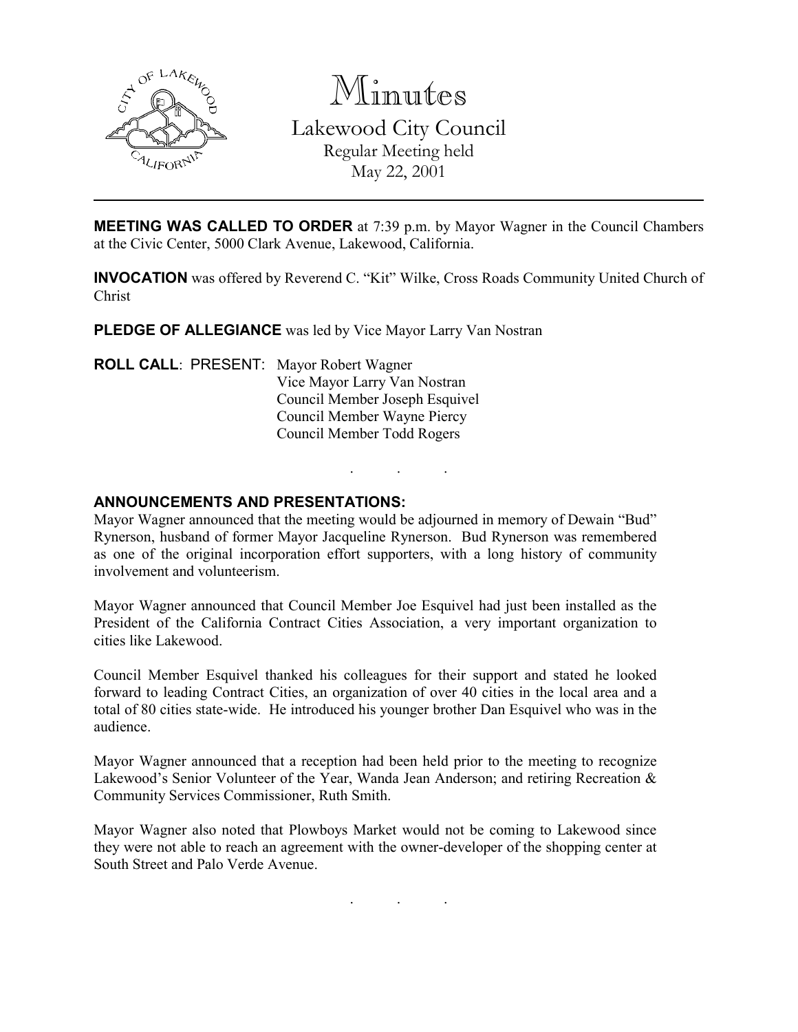# Minutes

## Lakewood City Council

Regular Meeting held
May 22, 2001

---

**MEETING WAS CALLED TO ORDER** at 7:39 p.m. by Mayor Wagner in the Council Chambers at the Civic Center, 5000 Clark Avenue, Lakewood, California.

**INVOCATION** was offered by Reverend C. "Kit" Wilke, Cross Roads Community United Church of Christ

**PLEDGE OF ALLEGIANCE** was led by Vice Mayor Larry Van Nostran

**ROLL CALL**: PRESENT: Mayor Robert Wagner
Vice Mayor Larry Van Nostran
Council Member Joseph Esquivel
Council Member Wayne Piercy
Council Member Todd Rogers

. . .

**ANNOUNCEMENTS AND PRESENTATIONS:**

Mayor Wagner announced that the meeting would be adjourned in memory of Dewain "Bud" Rynerson, husband of former Mayor Jacqueline Rynerson. Bud Rynerson was remembered as one of the original incorporation effort supporters, with a long history of community involvement and volunteerism.

Mayor Wagner announced that Council Member Joe Esquivel had just been installed as the President of the California Contract Cities Association, a very important organization to cities like Lakewood.

Council Member Esquivel thanked his colleagues for their support and stated he looked forward to leading Contract Cities, an organization of over 40 cities in the local area and a total of 80 cities state-wide. He introduced his younger brother Dan Esquivel who was in the audience.

Mayor Wagner announced that a reception had been held prior to the meeting to recognize Lakewood's Senior Volunteer of the Year, Wanda Jean Anderson; and retiring Recreation & Community Services Commissioner, Ruth Smith.

Mayor Wagner also noted that Plowboys Market would not be coming to Lakewood since they were not able to reach an agreement with the owner-developer of the shopping center at South Street and Palo Verde Avenue.

. . .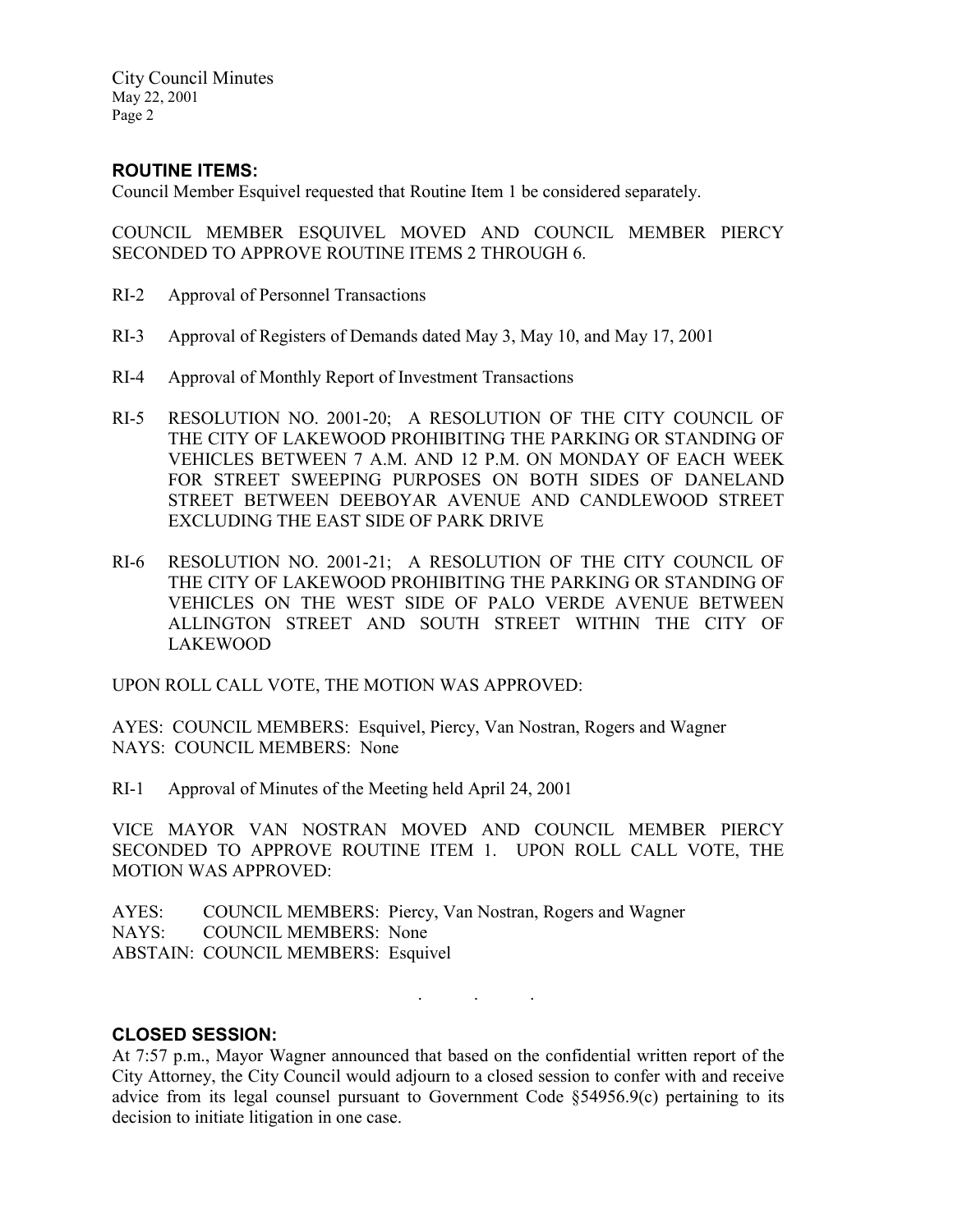## ROUTINE ITEMS:

Council Member Esquivel requested that Routine Item 1 be considered separately.

COUNCIL MEMBER ESQUIVEL MOVED AND COUNCIL MEMBER PIERCY SECONDED TO APPROVE ROUTINE ITEMS 2 THROUGH 6.

RI-2 Approval of Personnel Transactions

RI-3 Approval of Registers of Demands dated May 3, May 10, and May 17, 2001

RI-4 Approval of Monthly Report of Investment Transactions

RI-5 RESOLUTION NO. 2001-20; A RESOLUTION OF THE CITY COUNCIL OF THE CITY OF LAKEWOOD PROHIBITING THE PARKING OR STANDING OF VEHICLES BETWEEN 7 A.M. AND 12 P.M. ON MONDAY OF EACH WEEK FOR STREET SWEEPING PURPOSES ON BOTH SIDES OF DANELAND STREET BETWEEN DEEBOYAR AVENUE AND CANDLEWOOD STREET EXCLUDING THE EAST SIDE OF PARK DRIVE

RI-6 RESOLUTION NO. 2001-21; A RESOLUTION OF THE CITY COUNCIL OF THE CITY OF LAKEWOOD PROHIBITING THE PARKING OR STANDING OF VEHICLES ON THE WEST SIDE OF PALO VERDE AVENUE BETWEEN ALLINGTON STREET AND SOUTH STREET WITHIN THE CITY OF LAKEWOOD

UPON ROLL CALL VOTE, THE MOTION WAS APPROVED:

AYES: COUNCIL MEMBERS: Esquivel, Piercy, Van Nostran, Rogers and Wagner
NAYS: COUNCIL MEMBERS: None

RI-1 Approval of Minutes of the Meeting held April 24, 2001

VICE MAYOR VAN NOSTRAN MOVED AND COUNCIL MEMBER PIERCY SECONDED TO APPROVE ROUTINE ITEM 1. UPON ROLL CALL VOTE, THE MOTION WAS APPROVED:

AYES: COUNCIL MEMBERS: Piercy, Van Nostran, Rogers and Wagner
NAYS: COUNCIL MEMBERS: None
ABSTAIN: COUNCIL MEMBERS: Esquivel

. . .

## CLOSED SESSION:

At 7:57 p.m., Mayor Wagner announced that based on the confidential written report of the City Attorney, the City Council would adjourn to a closed session to confer with and receive advice from its legal counsel pursuant to Government Code §54956.9(c) pertaining to its decision to initiate litigation in one case.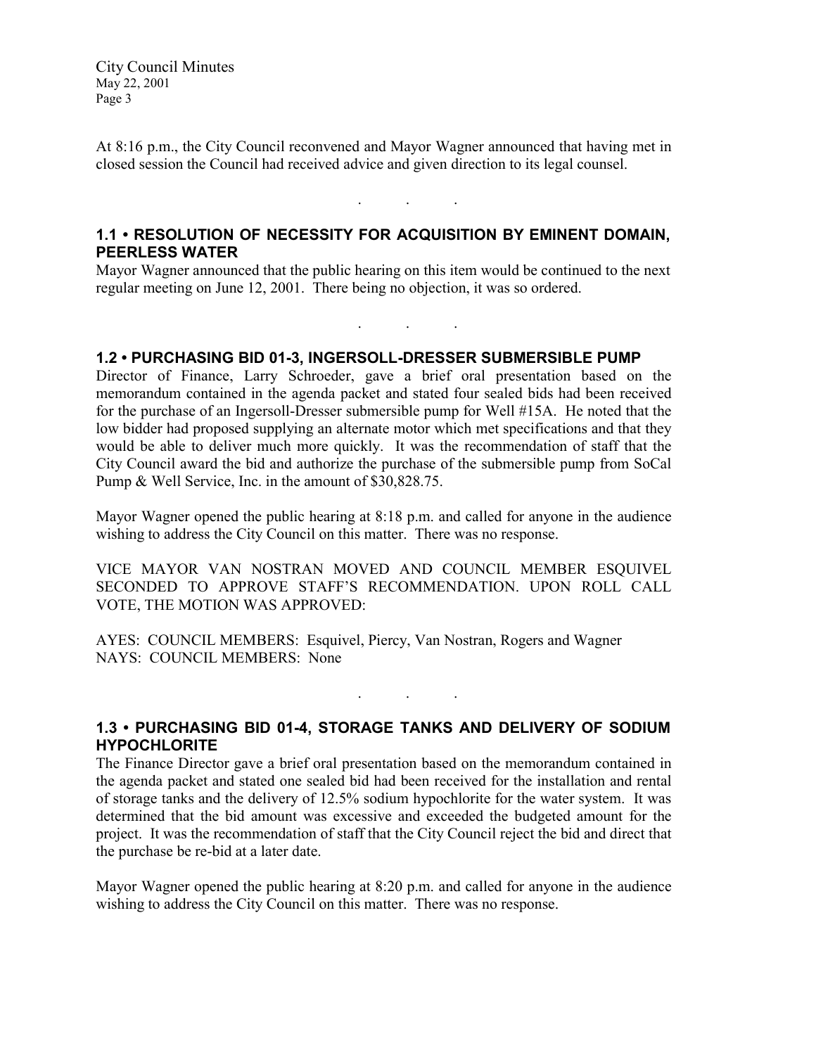At 8:16 p.m., the City Council reconvened and Mayor Wagner announced that having met in closed session the Council had received advice and given direction to its legal counsel.

. . .

## 1.1 • RESOLUTION OF NECESSITY FOR ACQUISITION BY EMINENT DOMAIN, PEERLESS WATER

Mayor Wagner announced that the public hearing on this item would be continued to the next regular meeting on June 12, 2001. There being no objection, it was so ordered.

. . .

## 1.2 • PURCHASING BID 01-3, INGERSOLL-DRESSER SUBMERSIBLE PUMP

Director of Finance, Larry Schroeder, gave a brief oral presentation based on the memorandum contained in the agenda packet and stated four sealed bids had been received for the purchase of an Ingersoll-Dresser submersible pump for Well #15A. He noted that the low bidder had proposed supplying an alternate motor which met specifications and that they would be able to deliver much more quickly. It was the recommendation of staff that the City Council award the bid and authorize the purchase of the submersible pump from SoCal Pump & Well Service, Inc. in the amount of $30,828.75.

Mayor Wagner opened the public hearing at 8:18 p.m. and called for anyone in the audience wishing to address the City Council on this matter. There was no response.

VICE MAYOR VAN NOSTRAN MOVED AND COUNCIL MEMBER ESQUIVEL SECONDED TO APPROVE STAFF'S RECOMMENDATION. UPON ROLL CALL VOTE, THE MOTION WAS APPROVED:

AYES: COUNCIL MEMBERS: Esquivel, Piercy, Van Nostran, Rogers and Wagner
NAYS: COUNCIL MEMBERS: None

. . .

## 1.3 • PURCHASING BID 01-4, STORAGE TANKS AND DELIVERY OF SODIUM HYPOCHLORITE

The Finance Director gave a brief oral presentation based on the memorandum contained in the agenda packet and stated one sealed bid had been received for the installation and rental of storage tanks and the delivery of 12.5% sodium hypochlorite for the water system. It was determined that the bid amount was excessive and exceeded the budgeted amount for the project. It was the recommendation of staff that the City Council reject the bid and direct that the purchase be re-bid at a later date.

Mayor Wagner opened the public hearing at 8:20 p.m. and called for anyone in the audience wishing to address the City Council on this matter. There was no response.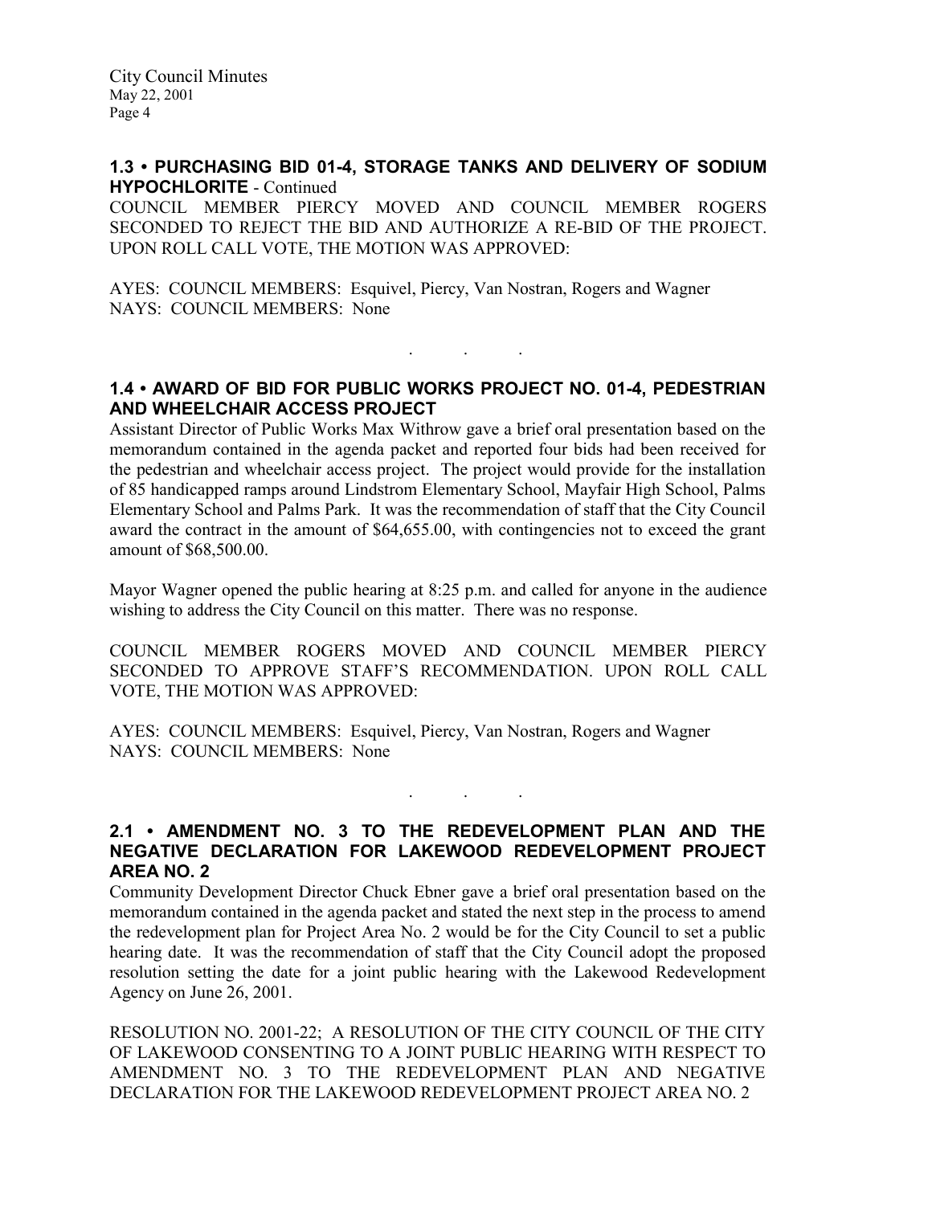## 1.3 • PURCHASING BID 01-4, STORAGE TANKS AND DELIVERY OF SODIUM HYPOCHLORITE - Continued

COUNCIL MEMBER PIERCY MOVED AND COUNCIL MEMBER ROGERS SECONDED TO REJECT THE BID AND AUTHORIZE A RE-BID OF THE PROJECT. UPON ROLL CALL VOTE, THE MOTION WAS APPROVED:

AYES: COUNCIL MEMBERS: Esquivel, Piercy, Van Nostran, Rogers and Wagner
NAYS: COUNCIL MEMBERS: None

. . .

## 1.4 • AWARD OF BID FOR PUBLIC WORKS PROJECT NO. 01-4, PEDESTRIAN AND WHEELCHAIR ACCESS PROJECT

Assistant Director of Public Works Max Withrow gave a brief oral presentation based on the memorandum contained in the agenda packet and reported four bids had been received for the pedestrian and wheelchair access project. The project would provide for the installation of 85 handicapped ramps around Lindstrom Elementary School, Mayfair High School, Palms Elementary School and Palms Park. It was the recommendation of staff that the City Council award the contract in the amount of $64,655.00, with contingencies not to exceed the grant amount of $68,500.00.

Mayor Wagner opened the public hearing at 8:25 p.m. and called for anyone in the audience wishing to address the City Council on this matter. There was no response.

COUNCIL MEMBER ROGERS MOVED AND COUNCIL MEMBER PIERCY SECONDED TO APPROVE STAFF'S RECOMMENDATION. UPON ROLL CALL VOTE, THE MOTION WAS APPROVED:

AYES: COUNCIL MEMBERS: Esquivel, Piercy, Van Nostran, Rogers and Wagner
NAYS: COUNCIL MEMBERS: None

. . .

## 2.1 • AMENDMENT NO. 3 TO THE REDEVELOPMENT PLAN AND THE NEGATIVE DECLARATION FOR LAKEWOOD REDEVELOPMENT PROJECT AREA NO. 2

Community Development Director Chuck Ebner gave a brief oral presentation based on the memorandum contained in the agenda packet and stated the next step in the process to amend the redevelopment plan for Project Area No. 2 would be for the City Council to set a public hearing date. It was the recommendation of staff that the City Council adopt the proposed resolution setting the date for a joint public hearing with the Lakewood Redevelopment Agency on June 26, 2001.

RESOLUTION NO. 2001-22; A RESOLUTION OF THE CITY COUNCIL OF THE CITY OF LAKEWOOD CONSENTING TO A JOINT PUBLIC HEARING WITH RESPECT TO AMENDMENT NO. 3 TO THE REDEVELOPMENT PLAN AND NEGATIVE DECLARATION FOR THE LAKEWOOD REDEVELOPMENT PROJECT AREA NO. 2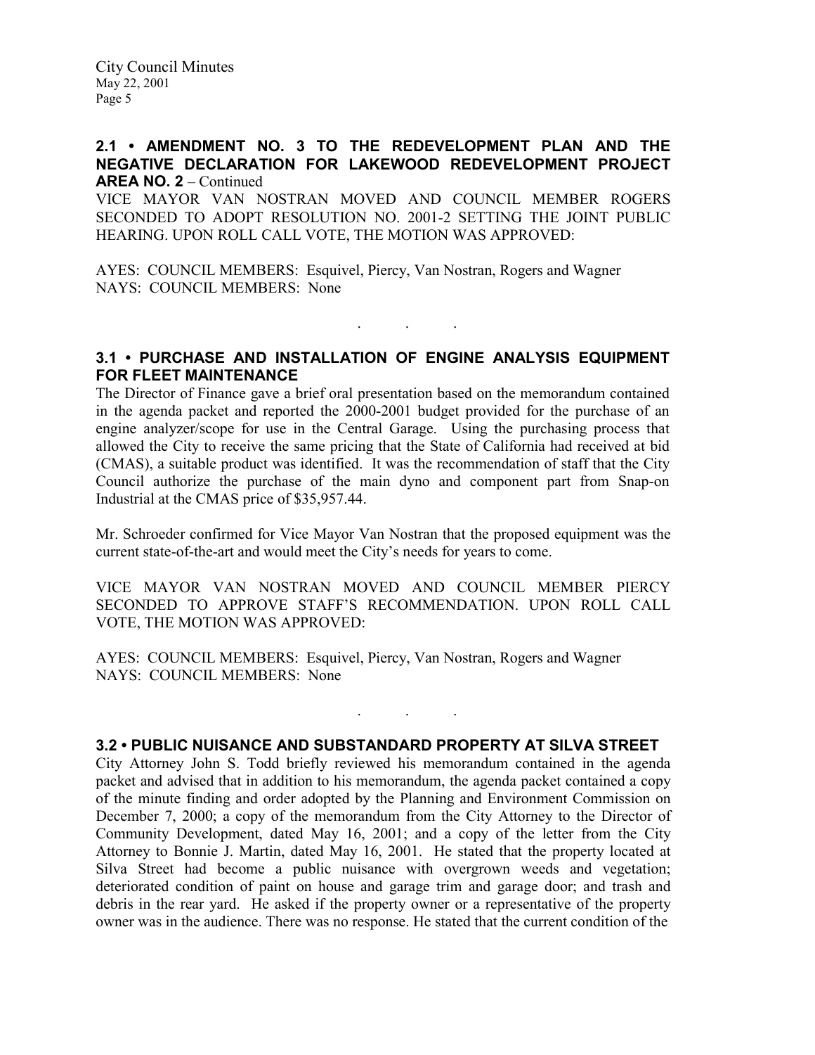## 2.1 • AMENDMENT NO. 3 TO THE REDEVELOPMENT PLAN AND THE NEGATIVE DECLARATION FOR LAKEWOOD REDEVELOPMENT PROJECT AREA NO. 2 – Continued

VICE MAYOR VAN NOSTRAN MOVED AND COUNCIL MEMBER ROGERS SECONDED TO ADOPT RESOLUTION NO. 2001-2 SETTING THE JOINT PUBLIC HEARING. UPON ROLL CALL VOTE, THE MOTION WAS APPROVED:

AYES: COUNCIL MEMBERS: Esquivel, Piercy, Van Nostran, Rogers and Wagner
NAYS: COUNCIL MEMBERS: None

. . .

## 3.1 • PURCHASE AND INSTALLATION OF ENGINE ANALYSIS EQUIPMENT FOR FLEET MAINTENANCE

The Director of Finance gave a brief oral presentation based on the memorandum contained in the agenda packet and reported the 2000-2001 budget provided for the purchase of an engine analyzer/scope for use in the Central Garage. Using the purchasing process that allowed the City to receive the same pricing that the State of California had received at bid (CMAS), a suitable product was identified. It was the recommendation of staff that the City Council authorize the purchase of the main dyno and component part from Snap-on Industrial at the CMAS price of $35,957.44.

Mr. Schroeder confirmed for Vice Mayor Van Nostran that the proposed equipment was the current state-of-the-art and would meet the City's needs for years to come.

VICE MAYOR VAN NOSTRAN MOVED AND COUNCIL MEMBER PIERCY SECONDED TO APPROVE STAFF'S RECOMMENDATION. UPON ROLL CALL VOTE, THE MOTION WAS APPROVED:

AYES: COUNCIL MEMBERS: Esquivel, Piercy, Van Nostran, Rogers and Wagner
NAYS: COUNCIL MEMBERS: None

. . .

## 3.2 • PUBLIC NUISANCE AND SUBSTANDARD PROPERTY AT SILVA STREET

City Attorney John S. Todd briefly reviewed his memorandum contained in the agenda packet and advised that in addition to his memorandum, the agenda packet contained a copy of the minute finding and order adopted by the Planning and Environment Commission on December 7, 2000; a copy of the memorandum from the City Attorney to the Director of Community Development, dated May 16, 2001; and a copy of the letter from the City Attorney to Bonnie J. Martin, dated May 16, 2001. He stated that the property located at Silva Street had become a public nuisance with overgrown weeds and vegetation; deteriorated condition of paint on house and garage trim and garage door; and trash and debris in the rear yard. He asked if the property owner or a representative of the property owner was in the audience. There was no response. He stated that the current condition of the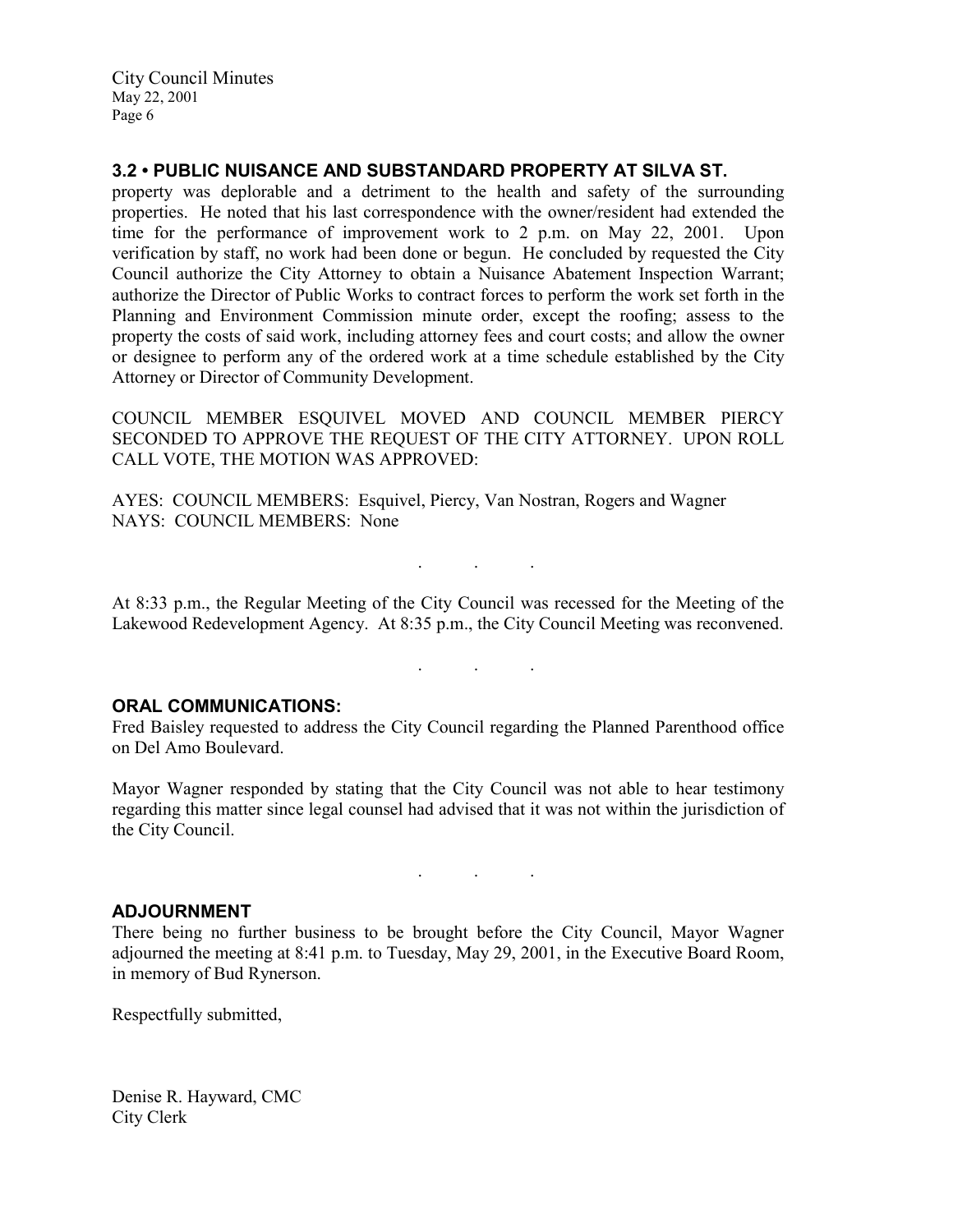### 3.2 • PUBLIC NUISANCE AND SUBSTANDARD PROPERTY AT SILVA ST.

property was deplorable and a detriment to the health and safety of the surrounding properties. He noted that his last correspondence with the owner/resident had extended the time for the performance of improvement work to 2 p.m. on May 22, 2001. Upon verification by staff, no work had been done or begun. He concluded by requested the City Council authorize the City Attorney to obtain a Nuisance Abatement Inspection Warrant; authorize the Director of Public Works to contract forces to perform the work set forth in the Planning and Environment Commission minute order, except the roofing; assess to the property the costs of said work, including attorney fees and court costs; and allow the owner or designee to perform any of the ordered work at a time schedule established by the City Attorney or Director of Community Development.

COUNCIL MEMBER ESQUIVEL MOVED AND COUNCIL MEMBER PIERCY SECONDED TO APPROVE THE REQUEST OF THE CITY ATTORNEY. UPON ROLL CALL VOTE, THE MOTION WAS APPROVED:

AYES: COUNCIL MEMBERS: Esquivel, Piercy, Van Nostran, Rogers and Wagner
NAYS: COUNCIL MEMBERS: None

. . .

At 8:33 p.m., the Regular Meeting of the City Council was recessed for the Meeting of the Lakewood Redevelopment Agency. At 8:35 p.m., the City Council Meeting was reconvened.

. . .

### ORAL COMMUNICATIONS:

Fred Baisley requested to address the City Council regarding the Planned Parenthood office on Del Amo Boulevard.

Mayor Wagner responded by stating that the City Council was not able to hear testimony regarding this matter since legal counsel had advised that it was not within the jurisdiction of the City Council.

. . .

### ADJOURNMENT

There being no further business to be brought before the City Council, Mayor Wagner adjourned the meeting at 8:41 p.m. to Tuesday, May 29, 2001, in the Executive Board Room, in memory of Bud Rynerson.

Respectfully submitted,

Denise R. Hayward, CMC
City Clerk